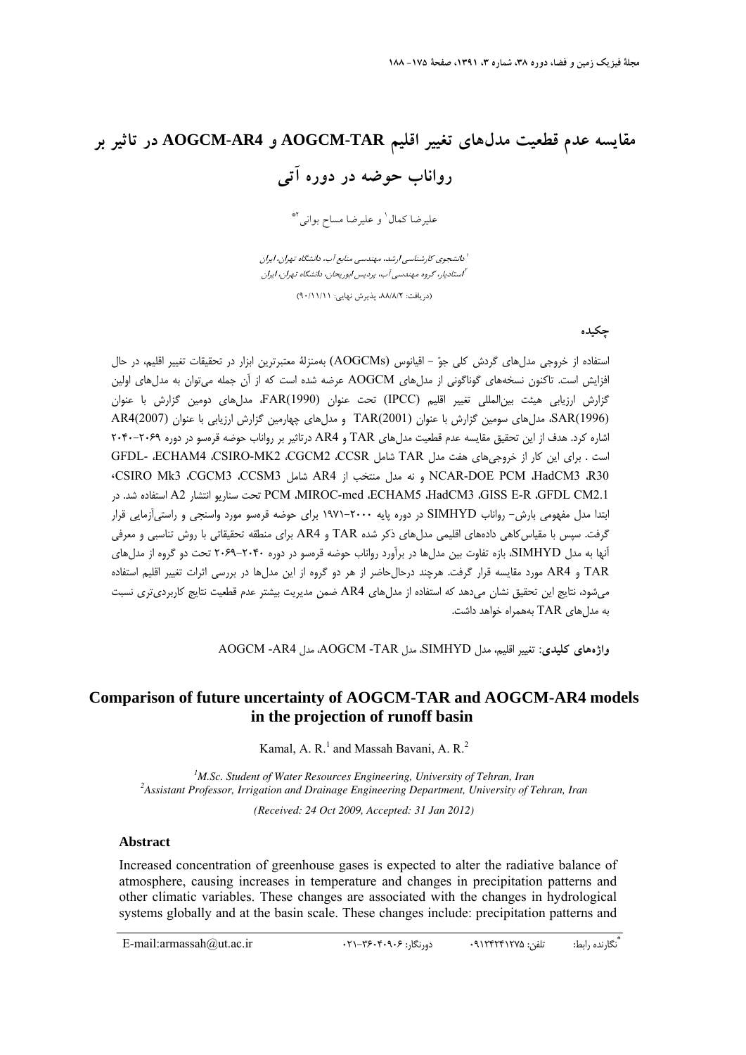# مقایسه عدم قطعیت مدل‌های تغییر اقلیم AOGCM-TAR و AOGCM-AR4 در تاثیر بر رواناب حوضه در دوره آتی

علیرضا کمال[1] و علیرضا مساح بوانی[2]*

[1] دانشجوی کارشناسی ارشد، مهندسی منابع آب، دانشگاه تهران، ایران
[2] استادیار، گروه مهندسی آب، پردیس ابوریحان، دانشگاه تهران، ایران

(دریافت: ۸۸/۸/۲، پذیرش نهایی: ۹۰/۱۱/۱۱)

## چکیده

استفاده از خروجی مدل‌های گردش کلی جوّ - اقیانوس (AOGCMs) به‌منزلهٔ معتبرترین ابزار در تحقیقات تغییر اقلیم، در حال افزایش است. تاکنون نسخه‌های گوناگونی از مدل‌های AOGCM عرضه شده است که از آن جمله می‌توان به مدل‌های اولین گزارش ارزیابی هیئت بین‌المللی تغییر اقلیم (IPCC) تحت عنوان FAR(1990)، مدل‌های دومین گزارش با عنوان SAR(1996)، مدل‌های سومین گزارش با عنوان TAR(2001) و مدل‌های چهارمین گزارش ارزیابی با عنوان AR4(2007) اشاره کرد. هدف از این تحقیق مقایسه عدم قطعیت مدل‌های TAR و AR4 درتاثیر بر رواناب حوضه قره‌سو در دوره ۲۰۶۹-۲۰۴۰ است . برای این کار از خروجی‌های هفت مدل TAR شامل CCSR، CGCM2، CSIRO-MK2، ECHAM4، GFDL-R30، HadCM3، NCAR-DOE PCM و نه مدل منتخب از AR4 شامل CCSM3، CGCM3، CSIRO Mk3، GFDL CM2.1، GISS E-R، HadCM3، ECHAM5، MIROC-med، PCM تحت سناریو انتشار A2 استفاده شد. در ابتدا مدل مفهومی بارش- رواناب SIMHYD در دوره پایه ۲۰۰۰-۱۹۷۱ برای حوضه قره‌سو مورد واسنجی و راستی‌آزمایی قرار گرفت. سپس با مقیاس‌کاهی داده‌های اقلیمی مدل‌های ذکر شده TAR و AR4 برای منطقه تحقیقاتی با روش تناسبی و معرفی آنها به مدل SIMHYD، بازه تفاوت بین مدل‌ها در برآورد رواناب حوضه قره‌سو در دوره ۲۰۶۹-۲۰۴۰ تحت دو گروه از مدل‌های TAR و AR4 مورد مقایسه قرار گرفت. هرچند درحال‌حاضر از هر دو گروه از این مدل‌ها در بررسی اثرات تغییر اقلیم استفاده می‌شود، نتایج این تحقیق نشان می‌دهد که استفاده از مدل‌های AR4 ضمن مدیریت بیشتر عدم قطعیت نتایج کاربردی‌تری نسبت به مدل‌های TAR به‌همراه خواهد داشت.

**واژه‌های کلیدی:** تغییر اقلیم، مدل SIMHYD، مدل AOGCM -TAR، مدل AOGCM -AR4

# Comparison of future uncertainty of AOGCM-TAR and AOGCM-AR4 models in the projection of runoff basin

Kamal, A. R.[1] and Massah Bavani, A. R.[2]

[1] *M.Sc. Student of Water Resources Engineering, University of Tehran, Iran*
[2] *Assistant Professor, Irrigation and Drainage Engineering Department, University of Tehran, Iran*

*(Received: 24 Oct 2009, Accepted: 31 Jan 2012)*

## Abstract

Increased concentration of greenhouse gases is expected to alter the radiative balance of atmosphere, causing increases in temperature and changes in precipitation patterns and other climatic variables. These changes are associated with the changes in hydrological systems globally and at the basin scale. These changes include: precipitation patterns and

*نگارنده رابط: تلفن: ۰۹۱۲۴۲۴۱۲۷۵ دورنگار: ۳۶۰۴۰۹۰۶-۰۲۱ E-mail:armassah@ut.ac.ir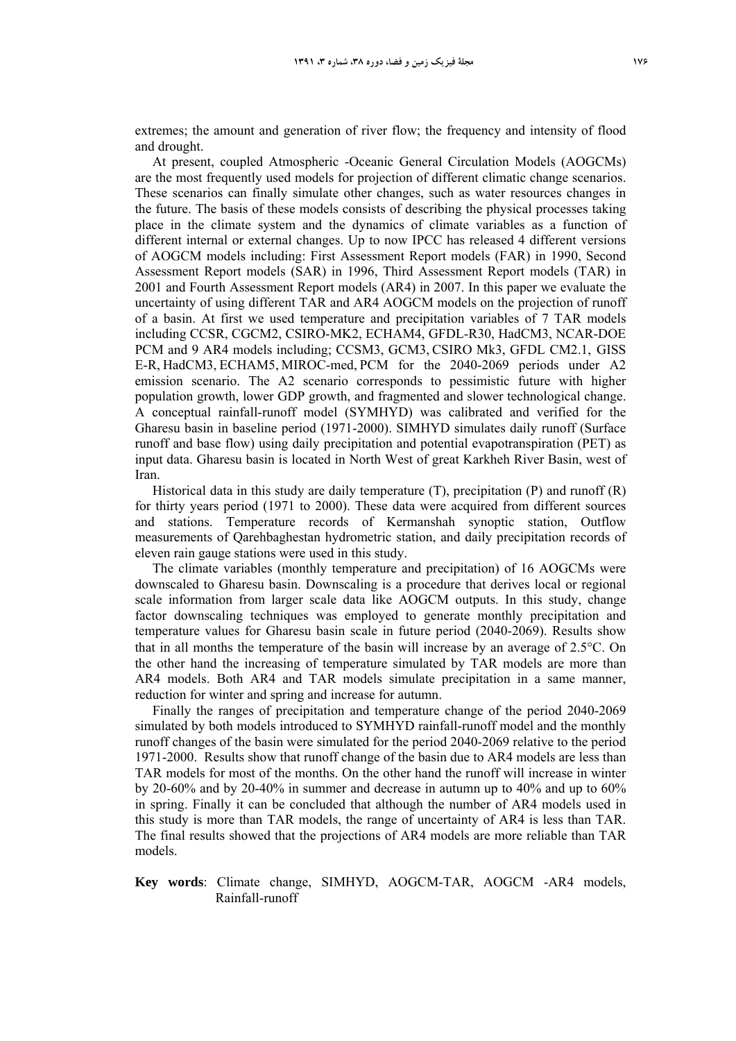extremes; the amount and generation of river flow; the frequency and intensity of flood and drought.

At present, coupled Atmospheric -Oceanic General Circulation Models (AOGCMs) are the most frequently used models for projection of different climatic change scenarios. These scenarios can finally simulate other changes, such as water resources changes in the future. The basis of these models consists of describing the physical processes taking place in the climate system and the dynamics of climate variables as a function of different internal or external changes. Up to now IPCC has released 4 different versions of AOGCM models including: First Assessment Report models (FAR) in 1990, Second Assessment Report models (SAR) in 1996, Third Assessment Report models (TAR) in 2001 and Fourth Assessment Report models (AR4) in 2007. In this paper we evaluate the uncertainty of using different TAR and AR4 AOGCM models on the projection of runoff of a basin. At first we used temperature and precipitation variables of 7 TAR models including CCSR, CGCM2, CSIRO-MK2, ECHAM4, GFDL-R30, HadCM3, NCAR-DOE PCM and 9 AR4 models including; CCSM3, GCM3, CSIRO Mk3, GFDL CM2.1, GISS E-R, HadCM3, ECHAM5, MIROC-med, PCM for the 2040-2069 periods under A2 emission scenario. The A2 scenario corresponds to pessimistic future with higher population growth, lower GDP growth, and fragmented and slower technological change. A conceptual rainfall-runoff model (SYMHYD) was calibrated and verified for the Gharesu basin in baseline period (1971-2000). SIMHYD simulates daily runoff (Surface runoff and base flow) using daily precipitation and potential evapotranspiration (PET) as input data. Gharesu basin is located in North West of great Karkheh River Basin, west of Iran.

Historical data in this study are daily temperature (T), precipitation (P) and runoff (R) for thirty years period (1971 to 2000). These data were acquired from different sources and stations. Temperature records of Kermanshah synoptic station, Outflow measurements of Qarehbaghestan hydrometric station, and daily precipitation records of eleven rain gauge stations were used in this study.

The climate variables (monthly temperature and precipitation) of 16 AOGCMs were downscaled to Gharesu basin. Downscaling is a procedure that derives local or regional scale information from larger scale data like AOGCM outputs. In this study, change factor downscaling techniques was employed to generate monthly precipitation and temperature values for Gharesu basin scale in future period (2040-2069). Results show that in all months the temperature of the basin will increase by an average of 2.5°C. On the other hand the increasing of temperature simulated by TAR models are more than AR4 models. Both AR4 and TAR models simulate precipitation in a same manner, reduction for winter and spring and increase for autumn.

Finally the ranges of precipitation and temperature change of the period 2040-2069 simulated by both models introduced to SYMHYD rainfall-runoff model and the monthly runoff changes of the basin were simulated for the period 2040-2069 relative to the period 1971-2000. Results show that runoff change of the basin due to AR4 models are less than TAR models for most of the months. On the other hand the runoff will increase in winter by 20-60% and by 20-40% in summer and decrease in autumn up to 40% and up to 60% in spring. Finally it can be concluded that although the number of AR4 models used in this study is more than TAR models, the range of uncertainty of AR4 is less than TAR. The final results showed that the projections of AR4 models are more reliable than TAR models.

**Key words**: Climate change, SIMHYD, AOGCM-TAR, AOGCM -AR4 models, Rainfall-runoff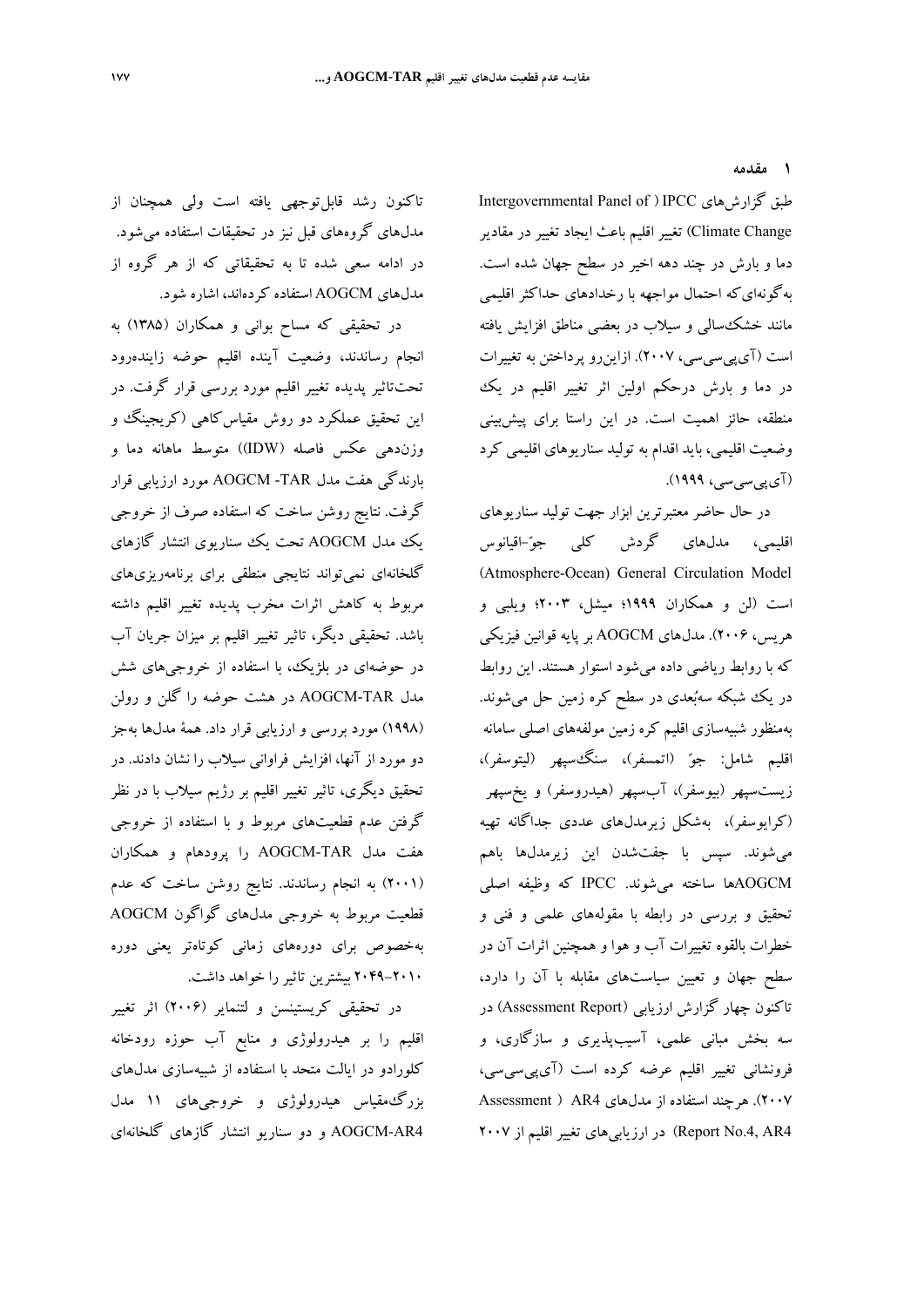## ۱ مقدمه

طبق گزارش‌های IPCC ( Intergovernmental Panel of Climate Change) تغییر اقلیم باعث ایجاد تغییر در مقادیر دما و بارش در چند دهه اخیر در سطح جهان شده است. به‌گونه‌ای‌که احتمال مواجهه با رخدادهای حداکثر اقلیمی مانند خشک‌سالی و سیلاب در بعضی مناطق افزایش یافته است (آی‌پی‌سی‌سی، ۲۰۰۷). ازاین‌رو پرداختن به تغییرات در دما و بارش درحکم اولین اثر تغییر اقلیم در یک منطقه، حائز اهمیت است. در این راستا برای پیش‌بینی وضعیت اقلیمی، باید اقدام به تولید سناریوهای اقلیمی کرد (آی‌پی‌سی‌سی، ۱۹۹۹).

در حال حاضر معتبرترین ابزار جهت تولید سناریوهای اقلیمی، مدل‌های گردش کلی جوّ–اقیانوس (Atmosphere-Ocean) General Circulation Model است (لن و همکاران ۱۹۹۹؛ میشل، ۲۰۰۳؛ ویلبی و هریس، ۲۰۰۶). مدل‌های AOGCM بر پایه قوانین فیزیکی که با روابط ریاضی داده می‌شود استوار هستند. این روابط در یک شبکه سه‌بُعدی در سطح کره زمین حل می‌شوند. به‌منظور شبیه‌سازی اقلیم کره زمین مولفه‌های اصلی سامانه اقلیم شامل: جوّ (اتمسفر)، سنگ‌سپهر (لیتوسفر)، زیست‌سپهر (بیوسفر)، آب‌سپهر (هیدروسفر) و یخ‌سپهر (کرایوسفر)، به‌شکل زیرمدل‌های عددی جداگانه تهیه می‌شوند. سپس با جفت‌شدن این زیرمدل‌ها باهم AOGCMها ساخته می‌شوند. IPCC که وظیفه اصلی تحقیق و بررسی در رابطه با مقوله‌های علمی و فنی و خطرات بالقوه تغییرات آب و هوا و همچنین اثرات آن در سطح جهان و تعیین سیاست‌های مقابله با آن را دارد، تاکنون چهار گزارش ارزیابی (Assessment Report) در سه بخش مبانی علمی، آسیب‌پذیری و سازگاری، و فرونشانی تغییر اقلیم عرضه کرده است (آی‌پی‌سی‌سی، ۲۰۰۷). هرچند استفاده از مدل‌های AR4 ( Assessment Report No.4, AR4) در ارزیابی‌های تغییر اقلیم از ۲۰۰۷ تاکنون رشد قابل‌توجهی یافته است ولی همچنان از مدل‌های گروه‌های قبل نیز در تحقیقات استفاده می‌شود. در ادامه سعی شده تا به تحقیقاتی که از هر گروه از مدل‌های AOGCM استفاده کرده‌اند، اشاره شود.

در تحقیقی که مساح بوانی و همکاران (۱۳۸۵) به انجام رساندند، وضعیت آینده اقلیم حوضه زاینده‌رود تحت‌تاثیر پدیده تغییر اقلیم مورد بررسی قرار گرفت. در این تحقیق عملکرد دو روش مقیاس‌کاهی (کریجینگ و وزن‌دهی عکس فاصله (IDW)) متوسط ماهانه دما و بارندگی هفت مدل AOGCM -TAR مورد ارزیابی قرار گرفت. نتایج روشن ساخت که استفاده صرف از خروجی یک مدل AOGCM تحت یک سناریوی انتشار گازهای گلخانه‌ای نمی‌تواند نتایجی منطقی برای برنامه‌ریزی‌های مربوط به کاهش اثرات مخرب پدیده تغییر اقلیم داشته باشد. تحقیقی دیگر، تاثیر تغییر اقلیم بر میزان جریان آب در حوضه‌ای در بلژیک، با استفاده از خروجی‌های شش مدل AOGCM-TAR در هشت حوضه را گلن و رولن (۱۹۹۸) مورد بررسی و ارزیابی قرار داد. همهٔ مدل‌ها به‌جز دو مورد از آنها، افزایش فراوانی سیلاب را نشان دادند. در تحقیق دیگری، تاثیر تغییر اقلیم بر رژیم سیلاب با در نظر گرفتن عدم قطعیت‌های مربوط و با استفاده از خروجی هفت مدل AOGCM-TAR را پرودهام و همکاران (۲۰۰۱) به انجام رساندند. نتایج روشن ساخت که عدم قطعیت مربوط به خروجی مدل‌های گوناگون AOGCM به‌خصوص برای دوره‌های زمانی کوتاه‌تر یعنی دوره ۲۰۱۰–۲۰۴۹ بیشترین تاثیر را خواهد داشت.

در تحقیق کریستینسن و لتنمایر (۲۰۰۶) اثر تغییر اقلیم را بر هیدرولوژی و منابع آب حوزه رودخانه کلورادو در ایالت متحد با استفاده از شبیه‌سازی مدل‌های بزرگ‌مقیاس هیدرولوژی و خروجی‌های ۱۱ مدل AOGCM-AR4 و دو سناریو انتشار گازهای گلخانه‌ای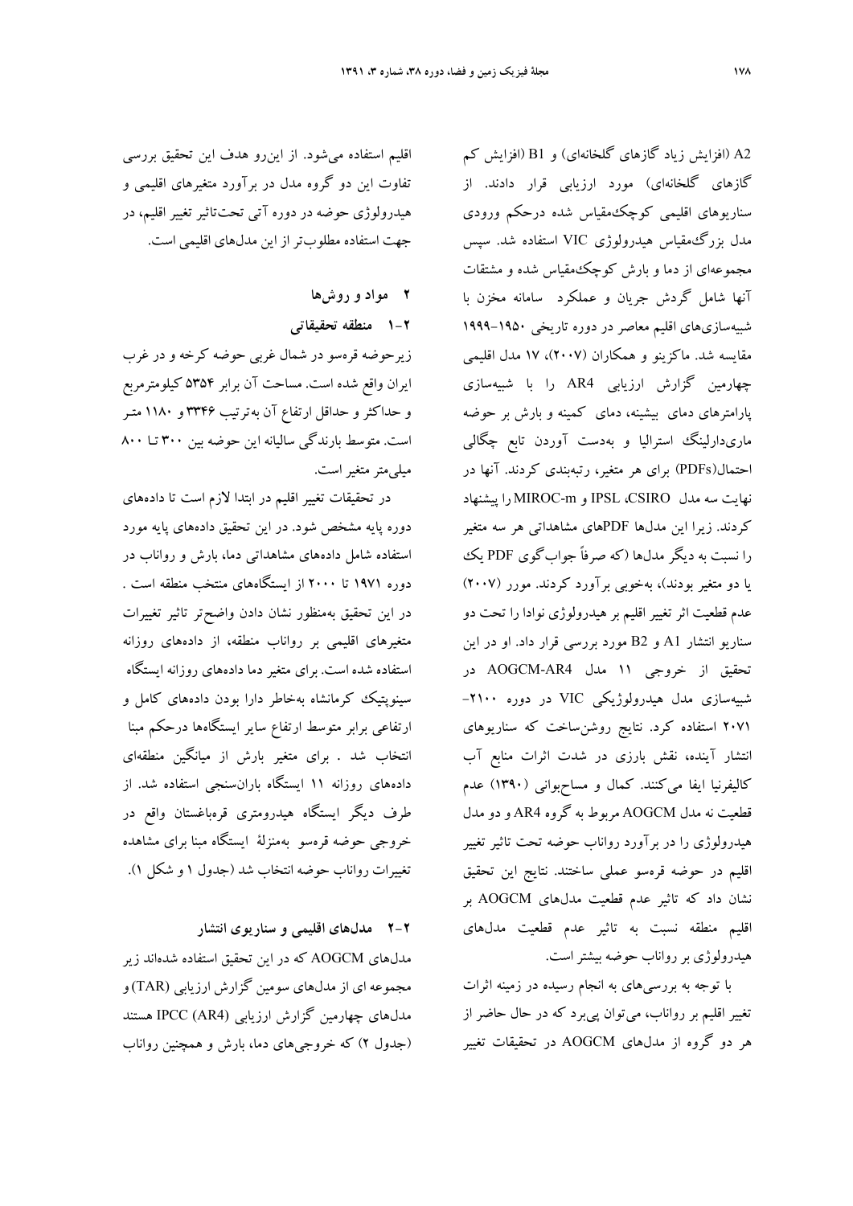A2 (افزایش زیاد گازهای گلخانه‌ای) و B1 (افزایش کم گازهای گلخانه‌ای) مورد ارزیابی قرار دادند. از سناریوهای اقلیمی کوچک‌مقیاس شده درحکم ورودی مدل بزرگ‌مقیاس هیدرولوژی VIC استفاده شد. سپس مجموعه‌ای از دما و بارش کوچک‌مقیاس شده و مشتقات آنها شامل گردش جریان و عملکرد سامانه مخزن با شبیه‌سازی‌های اقلیم معاصر در دوره تاریخی ۱۹۵۰-۱۹۹۹ مقایسه شد. ماکزینو و همکاران (۲۰۰۷)، ۱۷ مدل اقلیمی چهارمین گزارش ارزیابی AR4 را با شبیه‌سازی پارامترهای دمای بیشینه، دمای کمینه و بارش بر حوضه ماری‌دارلینگ استرالیا و به‌دست آوردن تابع چگالی احتمال(PDFs) برای هر متغیر، رتبه‌بندی کردند. آنها در نهایت سه مدل CSIRO، IPSL و MIROC-m را پیشنهاد کردند. زیرا این مدلها PDFهای مشاهداتی هر سه متغیر را نسبت به دیگر مدلها (که صرفاً جواب‌گوی PDF یک یا دو متغیر بودند)، به‌خوبی برآورد کردند. مورر (۲۰۰۷) عدم قطعیت اثر تغییر اقلیم بر هیدرولوژی نوادا را تحت دو سناریو انتشار A1 و B2 مورد بررسی قرار داد. او در این تحقیق از خروجی ۱۱ مدل AOGCM-AR4 در شبیه‌سازی مدل هیدرولوژیکی VIC در دوره ۲۱۰۰-۲۰۷۱ استفاده کرد. نتایج روشن‌ساخت که سناریوهای انتشار آینده، نقش بارزی در شدت اثرات منابع آب کالیفرنیا ایفا می‌کنند. کمال و مساح‌بوانی (۱۳۹۰) عدم قطعیت نه مدل AOGCM مربوط به گروه AR4 و دو مدل هیدرولوژی را در برآورد رواناب حوضه تحت تاثیر تغییر اقلیم در حوضه قره‌سو عملی ساختند. نتایج این تحقیق نشان داد که تاثیر عدم قطعیت مدلهای AOGCM بر اقلیم منطقه نسبت به تاثیر عدم قطعیت مدلهای هیدرولوژی بر رواناب حوضه بیشتر است.

با توجه به بررسی‌های به انجام رسیده در زمینه اثرات تغییر اقلیم بر رواناب، می‌توان پی‌برد که در حال حاضر از هر دو گروه از مدلهای AOGCM در تحقیقات تغییر اقلیم استفاده می‌شود. از این‌رو هدف این تحقیق بررسی تفاوت این دو گروه مدل در برآورد متغیرهای اقلیمی و هیدرولوژی حوضه در دوره آتی تحت‌تاثیر تغییر اقلیم، در جهت استفاده مطلوب‌تر از این مدل‌های اقلیمی است.

## ۲ مواد و روش‌ها

### ۲-۱ منطقه تحقیقاتی

زیرحوضه قره‌سو در شمال غربی حوضه کرخه و در غرب ایران واقع شده است. مساحت آن برابر ۵۳۵۴ کیلومترمربع و حداکثر و حداقل ارتفاع آن به‌ترتیب ۳۳۴۶ و ۱۱۸۰ متر است. متوسط بارندگی سالیانه این حوضه بین ۳۰۰ تا ۸۰۰ میلی‌متر متغیر است.

در تحقیقات تغییر اقلیم در ابتدا لازم است تا داده‌های دوره پایه مورد مشخص شود. در این تحقیق داده‌های پایه مورد استفاده شامل داده‌های مشاهداتی دما، بارش و رواناب در دوره ۱۹۷۱ تا ۲۰۰۰ از ایستگاه‌های منتخب منطقه است. در این تحقیق به‌منظور نشان دادن واضح‌تر تاثیر تغییرات متغیرهای اقلیمی بر رواناب منطقه، از داده‌های روزانه استفاده شده است. برای متغیر دما داده‌های روزانه ایستگاه سینوپتیک کرمانشاه به‌خاطر دارا بودن داده‌های کامل و ارتفاعی برابر متوسط ارتفاع سایر ایستگاه‌ها درحکم مبنا انتخاب شد. برای متغیر بارش از میانگین منطقه‌ای داده‌های روزانه ۱۱ ایستگاه باران‌سنجی استفاده شد. از طرف دیگر ایستگاه هیدرومتری قره‌باغستان واقع در خروجی حوضه قره‌سو به‌منزلهٔ ایستگاه مبنا برای مشاهده تغییرات رواناب حوضه انتخاب شد (جدول ۱ و شکل ۱).

### ۲-۲ مدل‌های اقلیمی و سناریوی انتشار

مدل‌های AOGCM که در این تحقیق استفاده شده‌اند زیر مجموعه ای از مدل‌های سومین گزارش ارزیابی (TAR) و مدل‌های چهارمین گزارش ارزیابی IPCC (AR4) هستند (جدول ۲) که خروجی‌های دما، بارش و همچنین رواناب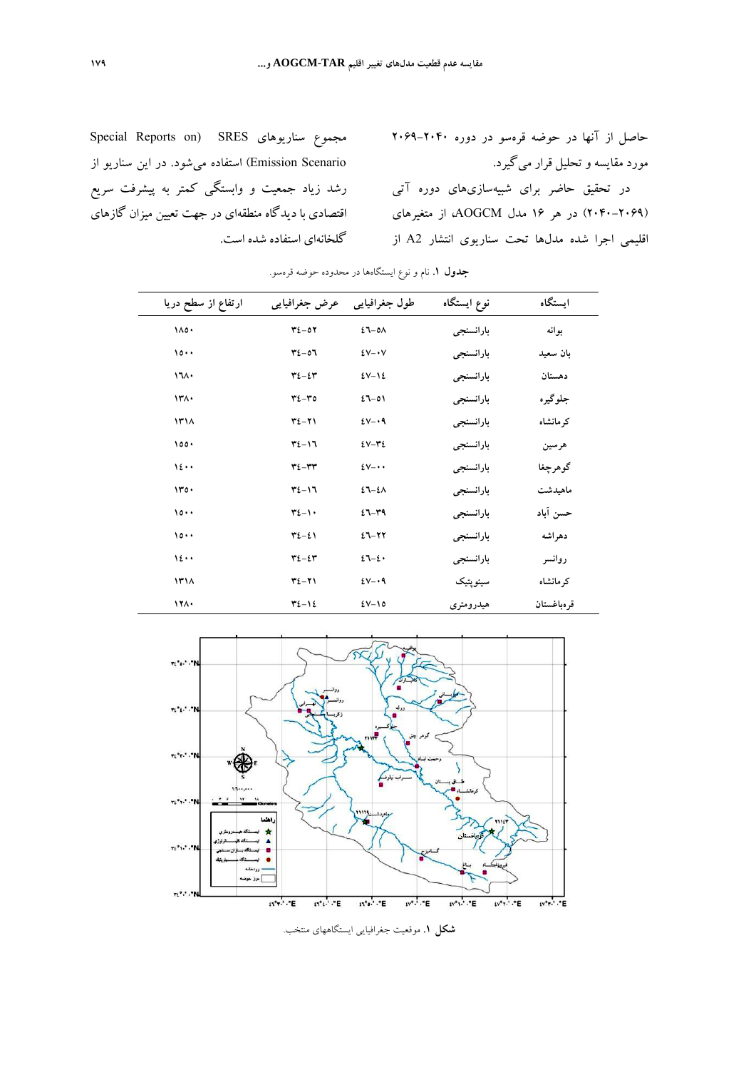حاصل از آنها در حوضه قرەسو در دوره ۲۰۴۰-۲۰۶۹ مورد مقایسه و تحلیل قرار می‌گیرد.

در تحقیق حاضر برای شبیه‌سازی‌های دوره آتی (۲۰۶۹-۲۰۴۰) در هر ۱۶ مدل AOGCM، از متغیرهای اقلیمی اجرا شده مدل‌ها تحت سناریوی انتشار A2 از مجموع سناریوهای SRES (Special Reports on Emission Scenario) استفاده می‌شود. در این سناریو از رشد زیاد جمعیت و وابستگی کمتر به پیشرفت سریع اقتصادی با دیدگاه منطقه‌ای در جهت تعیین میزان گازهای گلخانه‌ای استفاده شده است.

**جدول ۱.** نام و نوع ایستگاه‌ها در محدوده حوضه قرەسو.

| ایستگاه | نوع ایستگاه | طول جغرافیایی | عرض جغرافیایی | ارتفاع از سطح دریا |
|---|---|---|---|---|
| بوانه | باران‌سنجی | ۴۶-۵۸ | ۳۴-۵۲ | ۱۸۵۰ |
| بان سعید | باران‌سنجی | ۴۷-۰۷ | ۳۴-۵۶ | ۱۵۰۰ |
| دهستان | باران‌سنجی | ۴۷-۱۴ | ۳۴-۴۳ | ۱۶۸۰ |
| جلوگیره | باران‌سنجی | ۴۶-۵۱ | ۳۴-۳۵ | ۱۳۸۰ |
| کرمانشاه | باران‌سنجی | ۴۷-۰۹ | ۳۴-۲۱ | ۱۳۱۸ |
| هرسین | باران‌سنجی | ۴۷-۳۴ | ۳۴-۱۶ | ۱۵۵۰ |
| گوهرچغا | باران‌سنجی | ۴۷-۰۰ | ۳۴-۳۳ | ۱۴۰۰ |
| ماهیدشت | باران‌سنجی | ۴۶-۴۸ | ۳۴-۱۶ | ۱۳۵۰ |
| حسن آباد | باران‌سنجی | ۴۶-۳۹ | ۳۴-۱۰ | ۱۵۰۰ |
| دهراشه | باران‌سنجی | ۴۶-۲۲ | ۳۴-۴۱ | ۱۵۰۰ |
| روانسر | باران‌سنجی | ۴۶-۴۰ | ۳۴-۴۳ | ۱۴۰۰ |
| کرمانشاه | سینوپتیک | ۴۷-۰۹ | ۳۴-۲۱ | ۱۳۱۸ |
| قرەباغستان | هیدرومتری | ۴۷-۱۵ | ۳۴-۱۴ | ۱۲۸۰ |

**شکل ۱.** موقعیت جغرافیایی ایستگاه‌های منتخب.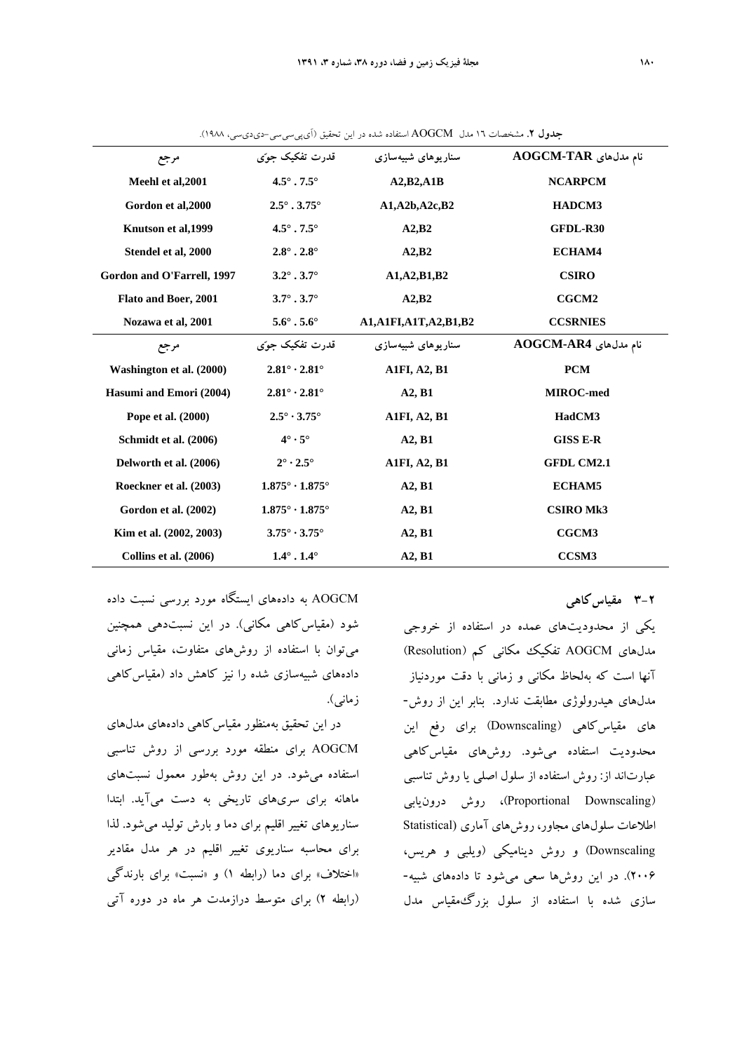**جدول ۲.** مشخصات ۱۶ مدل AOGCM استفاده شده در این تحقیق (آی‌پی‌سی‌سی-دی‌دی‌سی، ۱۹۸۸).

| نام مدل‌های AOGCM-TAR | سناریوهای شبیه‌سازی | قدرت تفکیک جوّی | مرجع |
|---|---|---|---|
| NCARPCM | A2,B2,A1B | 4.5° . 7.5° | Meehl et al,2001 |
| HADCM3 | A1,A2b,A2c,B2 | 2.5° . 3.75° | Gordon et al,2000 |
| GFDL-R30 | A2,B2 | 4.5° . 7.5° | Knutson et al,1999 |
| ECHAM4 | A2,B2 | 2.8° . 2.8° | Stendel et al, 2000 |
| CSIRO | A1,A2,B1,B2 | 3.2° . 3.7° | Gordon and O'Farrell, 1997 |
| CGCM2 | A2,B2 | 3.7° . 3.7° | Flato and Boer, 2001 |
| CCSRNIES | A1,A1FI,A1T,A2,B1,B2 | 5.6° . 5.6° | Nozawa et al, 2001 |
| **نام مدل‌های AOGCM-AR4** | **سناریوهای شبیه‌سازی** | **قدرت تفکیک جوّی** | **مرجع** |
| PCM | A1FI, A2, B1 | 2.81° · 2.81° | Washington et al. (2000) |
| MIROC-med | A2, B1 | 2.81° · 2.81° | Hasumi and Emori (2004) |
| HadCM3 | A1FI, A2, B1 | 2.5° · 3.75° | Pope et al. (2000) |
| GISS E-R | A2, B1 | 4° · 5° | Schmidt et al. (2006) |
| GFDL CM2.1 | A1FI, A2, B1 | 2° · 2.5° | Delworth et al. (2006) |
| ECHAM5 | A2, B1 | 1.875° · 1.875° | Roeckner et al. (2003) |
| CSIRO Mk3 | A2, B1 | 1.875° · 1.875° | Gordon et al. (2002) |
| CGCM3 | A2, B1 | 3.75° · 3.75° | Kim et al. (2002, 2003) |
| CCSM3 | A2, B1 | 1.4° . 1.4° | Collins et al. (2006) |

## ۲-۳ مقیاس‌کاهی

یکی از محدودیت‌های عمده در استفاده از خروجی مدل‌های AOGCM تفکیک مکانی کم (Resolution) آنها است که به‌لحاظ مکانی و زمانی با دقت موردنیاز مدل‌های هیدرولوژی مطابقت ندارد. بنابر این از روش‌های مقیاس‌کاهی (Downscaling) برای رفع این محدودیت استفاده می‌شود. روش‌های مقیاس‌کاهی عبارت‌اند از: روش استفاده از سلول اصلی یا روش تناسبی (Proportional Downscaling)، روش درون‌یابی اطلاعات سلول‌های مجاور، روش‌های آماری (Statistical Downscaling) و روش دینامیکی (ویلبی و هریس، ۲۰۰۶). در این روش‌ها سعی می‌شود تا داده‌های شبیه‌سازی شده با استفاده از سلول بزرگ‌مقیاس مدل AOGCM به داده‌های ایستگاه مورد بررسی نسبت داده شود (مقیاس‌کاهی مکانی). در این نسبت‌دهی همچنین می‌توان با استفاده از روش‌های متفاوت، مقیاس زمانی داده‌های شبیه‌سازی شده را نیز کاهش داد (مقیاس‌کاهی زمانی).

در این تحقیق به‌منظور مقیاس‌کاهی داده‌های مدل‌های AOGCM برای منطقه مورد بررسی از روش تناسبی استفاده می‌شود. در این روش به‌طور معمول نسبت‌های ماهانه برای سری‌های تاریخی به دست می‌آید. ابتدا سناریوهای تغییر اقلیم برای دما و بارش تولید می‌شود. لذا برای محاسبه سناریوی تغییر اقلیم در هر مدل مقادیر «اختلاف» برای دما (رابطه ۱) و «نسبت» برای بارندگی (رابطه ۲) برای متوسط درازمدت هر ماه در دوره آتی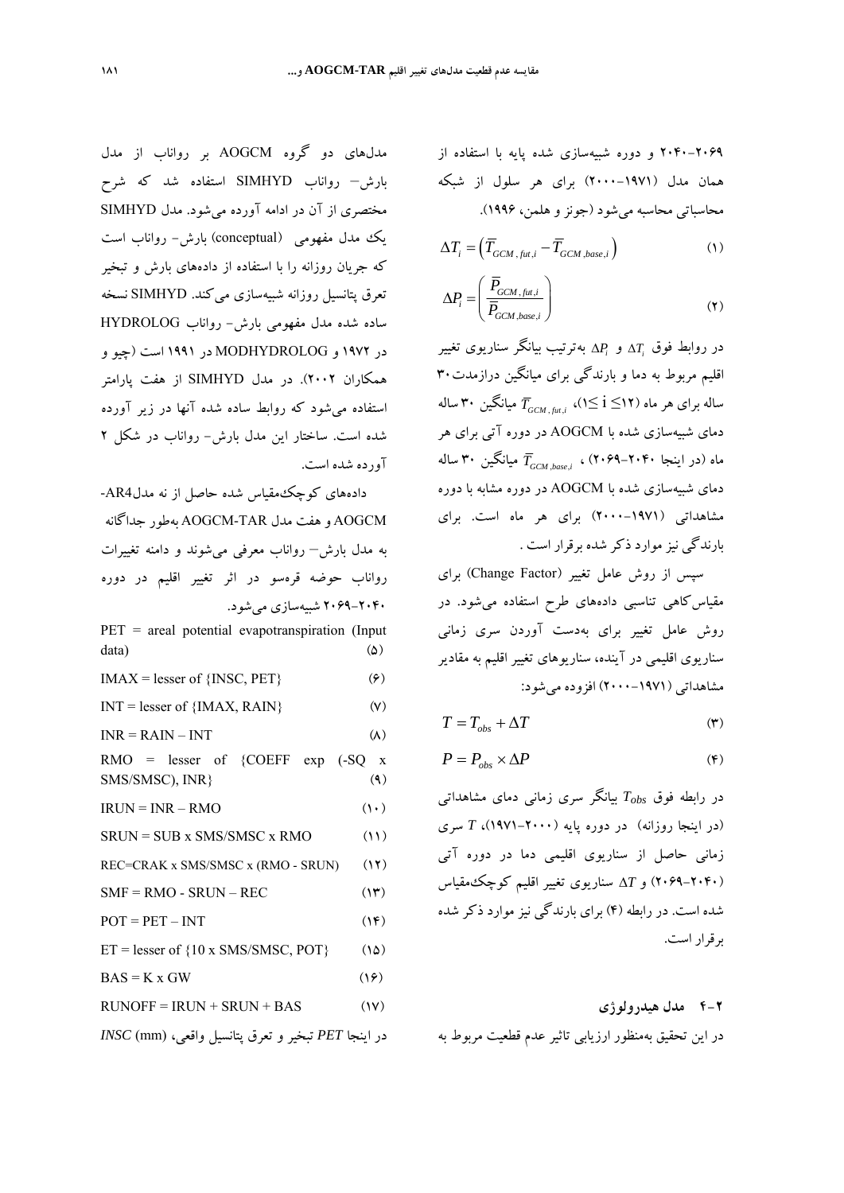۲۰۶۹-۲۰۴۰ و دوره شبیه‌سازی شده پایه با استفاده از همان مدل (۱۹۷۱-۲۰۰۰) برای هر سلول از شبکه محاسباتی محاسبه می‌شود (جونز و هلمن، ۱۹۹۶).

$$\Delta T_i = \left(\overline{T}_{GCM,fut,i} - \overline{T}_{GCM,base,i}\right) \quad (1)$$

$$\Delta P_i = \left(\frac{\overline{P}_{GCM,fut,i}}{\overline{P}_{GCM,base,i}}\right) \quad (2)$$

در روابط فوق $\Delta T_i$ و $\Delta P_i$ به‌ترتیب بیانگر سناریوی تغییر اقلیم مربوط به دما و بارندگی برای میانگین درازمدت ۳۰ ساله برای هر ماه ($1 \leq i \leq 12$)، $\overline{T}_{GCM,fut,i}$ میانگین ۳۰ ساله دمای شبیه‌سازی شده با AOGCM در دوره آتی برای هر ماه (در اینجا ۲۰۴۰-۲۰۶۹) ، $\overline{T}_{GCM,base,i}$ میانگین ۳۰ ساله دمای شبیه‌سازی شده با AOGCM در دوره مشابه با دوره مشاهداتی (۱۹۷۱-۲۰۰۰) برای هر ماه است. برای بارندگی نیز موارد ذکر شده برقرار است .

سپس از روش عامل تغییر (Change Factor) برای مقیاس‌کاهی تناسبی داده‌های طرح استفاده می‌شود. در روش عامل تغییر برای به‌دست آوردن سری زمانی سناریوی اقلیمی در آینده، سناریوهای تغییر اقلیم به مقادیر مشاهداتی (۱۹۷۱-۲۰۰۰) افزوده می‌شود:

$$T = T_{obs} + \Delta T \quad (3)$$

$$P = P_{obs} \times \Delta P \quad (4)$$

در رابطه فوق $T_{obs}$ بیانگر سری زمانی دمای مشاهداتی (در اینجا روزانه) در دوره پایه (۱۹۷۱-۲۰۰۰)، $T$ سری زمانی حاصل از سناریوی اقلیمی دما در دوره آتی (۲۰۴۰-۲۰۶۹) و $\Delta T$ سناریوی تغییر اقلیم کوچک‌مقیاس شده است. در رابطه (۴) برای بارندگی نیز موارد ذکر شده برقرار است.

### ۴-۲ مدل هیدرولوژی

در این تحقیق به‌منظور ارزیابی تاثیر عدم قطعیت مربوط به مدل‌های دو گروه AOGCM بر رواناب از مدل بارش- رواناب SIMHYD استفاده شد که شرح مختصری از آن در ادامه آورده می‌شود. مدل SIMHYD یک مدل مفهومی (conceptual) بارش- رواناب است که جریان روزانه را با استفاده از داده‌های بارش و تبخیر تعرق پتانسیل روزانه شبیه‌سازی می‌کند. SIMHYD نسخه ساده شده مدل مفهومی بارش- رواناب HYDROLOG در ۱۹۷۲ و MODHYDROLOG در ۱۹۹۱ است (چیو و همکاران ۲۰۰۲). در مدل SIMHYD از هفت پارامتر استفاده می‌شود که روابط ساده شده آنها در زیر آورده شده است. ساختار این مدل بارش- رواناب در شکل ۲ آورده شده است.

داده‌های کوچک‌مقیاس شده حاصل از نه مدل AR4-AOGCM و هفت مدل AOGCM-TAR به‌طور جداگانه به مدل بارش- رواناب معرفی می‌شوند و دامنه تغییرات رواناب حوضه قره‌سو در اثر تغییر اقلیم در دوره ۲۰۴۰-۲۰۶۹ شبیه‌سازی می‌شود.

PET = areal potential evapotranspiration (Input data) (۵)

IMAX = lesser of {INSC, PET} (۶)

INT = lesser of {IMAX, RAIN} (۷)

INR = RAIN – INT (۸)

RMO = lesser of {COEFF exp (-SQ x SMS/SMSC), INR} (۹)

IRUN = INR – RMO (۱۰)

SRUN = SUB x SMS/SMSC x RMO (۱۱)

REC=CRAK x SMS/SMSC x (RMO - SRUN) (۱۲)

SMF = RMO - SRUN – REC (۱۳)

POT = PET – INT (۱۴)

ET = lesser of {10 x SMS/SMSC, POT} (۱۵)

BAS = K x GW (۱۶)

RUNOFF = IRUN + SRUN + BAS (۱۷)

در اینجا $PET$ تبخیر و تعرق پتانسیل واقعی، $INSC$ (mm)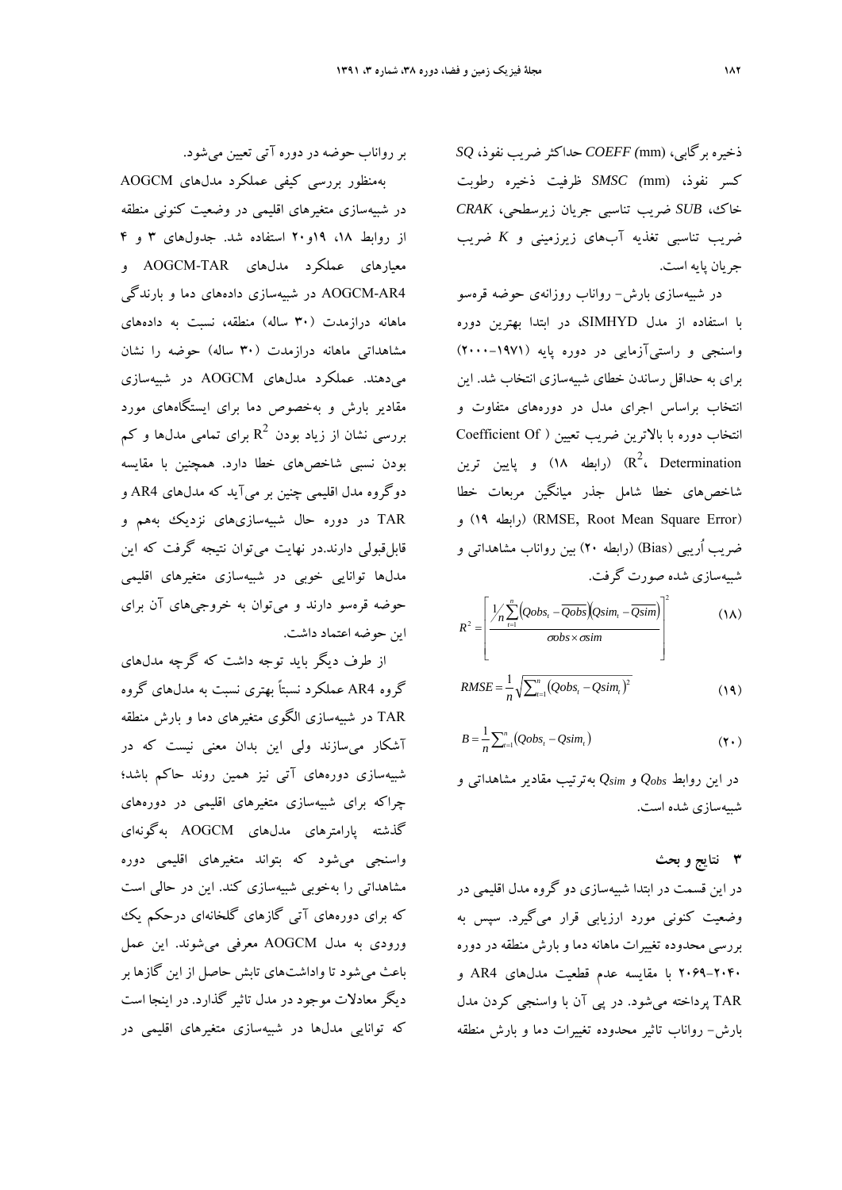ذخیره برگابی، *SQ* (mm) حداکثر ضریب نفوذ، *COEFF* (mm) کسر نفوذ، *SMSC* (mm) ظرفیت ذخیره رطوبت خاک، *SUB* ضریب تناسبی جریان زیرسطحی، *CRAK* ضریب تناسبی تغذیه آب‌های زیرزمینی و *K* ضریب جریان پایه است.

در شبیه‌سازی بارش- رواناب روزانه‌ی حوضه قره‌سو با استفاده از مدل SIMHYD، در ابتدا بهترین دوره واسنجی و راستی‌آزمایی در دوره پایه (۱۹۷۱-۲۰۰۰) برای به حداقل رساندن خطای شبیه‌سازی انتخاب شد. این انتخاب براساس اجرای مدل در دوره‌های متفاوت و انتخاب دوره با بالاترین ضریب تعیین ( Coefficient Of Determination ،$R^2$) (رابطه ۱۸) و پایین ترین شاخص‌های خطا شامل جذر میانگین مربعات خطا (RMSE, Root Mean Square Error) (رابطه ۱۹) و ضریب اُریبی (Bias) (رابطه ۲۰) بین رواناب مشاهداتی و شبیه‌سازی شده صورت گرفت.

$$R^2 = \left[ \frac{\frac{1}{n}\sum_{t=1}^{n}\left(Qobs_t - \overline{Qobs}\right)\left(Qsim_t - \overline{Qsim}\right)}{\sigma obs \times \sigma sim} \right]^2 \qquad (۱۸)$$

$$RMSE = \frac{1}{n}\sqrt{\sum_{t=1}^{n}\left(Qobs_t - Qsim_t\right)^2} \qquad (۱۹)$$

$$B = \frac{1}{n}\sum_{t=1}^{n}\left(Qobs_t - Qsim_t\right) \qquad (۲۰)$$

در این روابط $Q_{obs}$ و $Q_{sim}$ به‌ترتیب مقادیر مشاهداتی و شبیه‌سازی شده است.

## ۳ نتایج و بحث

در این قسمت در ابتدا شبیه‌سازی دو گروه مدل اقلیمی در وضعیت کنونی مورد ارزیابی قرار می‌گیرد. سپس به بررسی محدوده تغییرات ماهانه دما و بارش منطقه در دوره ۲۰۴۰-۲۰۶۹ با مقایسه عدم قطعیت مدل‌های AR4 و TAR پرداخته می‌شود. در پی آن با واسنجی کردن مدل بارش- رواناب تاثیر محدوده تغییرات دما و بارش منطقه بر رواناب حوضه در دوره آتی تعیین می‌شود.

به‌منظور بررسی کیفی عملکرد مدل‌های AOGCM در شبیه‌سازی متغیرهای اقلیمی در وضعیت کنونی منطقه از روابط ۱۸، ۱۹و۲۰ استفاده شد. جدول‌های ۳ و ۴ معیارهای عملکرد مدل‌های AOGCM-TAR و AOGCM-AR4 در شبیه‌سازی داده‌های دما و بارندگی ماهانه درازمدت (۳۰ ساله) منطقه، نسبت به داده‌های مشاهداتی ماهانه درازمدت (۳۰ ساله) حوضه را نشان می‌دهند. عملکرد مدل‌های AOGCM در شبیه‌سازی مقادیر بارش و به‌خصوص دما برای ایستگاه‌های مورد بررسی نشان از زیاد بودن $R^2$ برای تمامی مدل‌ها و کم بودن نسبی شاخص‌های خطا دارد. همچنین با مقایسه دوگروه مدل اقلیمی چنین بر می‌آید که مدل‌های AR4 و TAR در دوره حال شبیه‌سازی‌های نزدیک به‌هم و قابل‌قبولی دارند.در نهایت می‌توان نتیجه گرفت که این مدل‌ها توانایی خوبی در شبیه‌سازی متغیرهای اقلیمی حوضه قره‌سو دارند و می‌توان به خروجی‌های آن برای این حوضه اعتماد داشت.

از طرف دیگر باید توجه داشت که گرچه مدل‌های گروه AR4 عملکرد نسبتاً بهتری نسبت به مدل‌های گروه TAR در شبیه‌سازی الگوی متغیرهای دما و بارش منطقه آشکار می‌سازند ولی این بدان معنی نیست که در شبیه‌سازی دوره‌های آتی نیز همین روند حاکم باشد؛ چراکه برای شبیه‌سازی متغیرهای اقلیمی در دوره‌های گذشته پارامترهای مدل‌های AOGCM به‌گونه‌ای واسنجی می‌شود که بتواند متغیرهای اقلیمی دوره مشاهداتی را به‌خوبی شبیه‌سازی کند. این در حالی است که برای دوره‌های آتی گازهای گلخانه‌ای درحکم یک ورودی به مدل AOGCM معرفی می‌شوند. این عمل باعث می‌شود تا واداشت‌های تابش حاصل از این گازها بر دیگر معادلات موجود در مدل تاثیر گذارد. در اینجا است که توانایی مدل‌ها در شبیه‌سازی متغیرهای اقلیمی در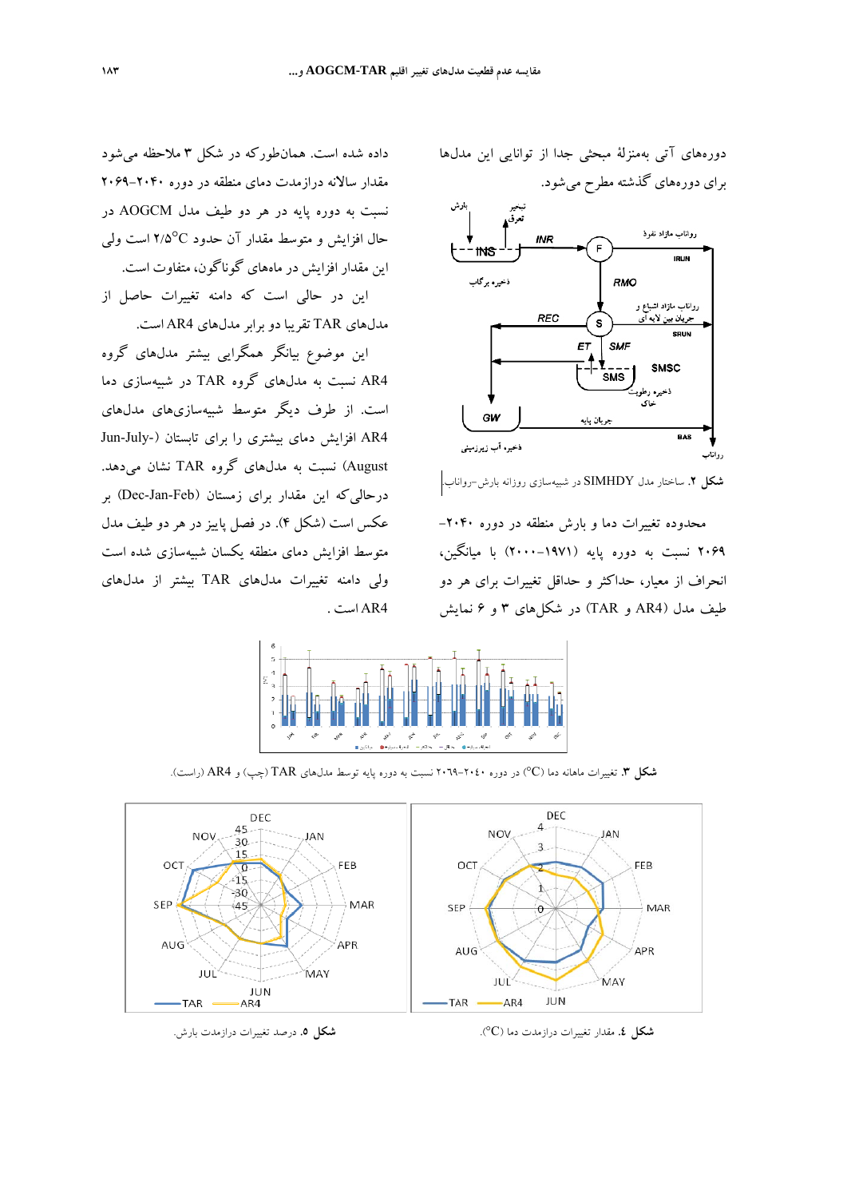دوره‌های آتی به‌منزلهٔ مبحثی جدا از توانایی این مدل‌ها برای دوره‌های گذشته مطرح می‌شود.

**شکل ۲.** ساختار مدل SIMHDY در شبیه‌سازی روزانه بارش–رواناب.

محدوده تغییرات دما و بارش منطقه در دوره ۲۰۴۰–۲۰۶۹ نسبت به دوره پایه (۱۹۷۱–۲۰۰۰) با میانگین، انحراف از معیار، حداکثر و حداقل تغییرات برای هر دو طیف مدل (AR4 و TAR) در شکل‌های ۳ و ۶ نمایش داده شده است. همان‌طورکه در شکل ۳ ملاحظه می‌شود مقدار سالانه درازمدت دمای منطقه در دوره ۲۰۴۰–۲۰۶۹ نسبت به دوره پایه در هر دو طیف مدل AOGCM در حال افزایش و متوسط مقدار آن حدود ۲/۵°C است ولی این مقدار افزایش در ماه‌های گوناگون، متفاوت است. این در حالی است که دامنه تغییرات حاصل از مدل‌های TAR تقریبا دو برابر مدل‌های AR4 است.

این موضوع بیانگر همگرایی بیشتر مدل‌های گروه AR4 نسبت به مدل‌های گروه TAR در شبیه‌سازی دما است. از طرف دیگر متوسط شبیه‌سازی‌های مدل‌های AR4 افزایش دمای بیشتری را برای تابستان (Jun-July-August) نسبت به مدل‌های گروه TAR نشان می‌دهد. درحالی‌که این مقدار برای زمستان (Dec-Jan-Feb) بر عکس است (شکل ۴). در فصل پاییز نیز در هر دو طیف مدل متوسط افزایش دمای منطقه یکسان شبیه‌سازی شده است ولی دامنه تغییرات مدل‌های TAR بیشتر از مدل‌های AR4 است.

**شکل ۳.** تغییرات ماهانه دما (°C) در دوره ۲۰۴۰–۲۰۶۹ نسبت به دوره پایه توسط مدل‌های TAR (چپ) و AR4 (راست).

**شکل ۴.** مقدار تغییرات درازمدت دما (°C).

**شکل ۵.** درصد تغییرات درازمدت بارش.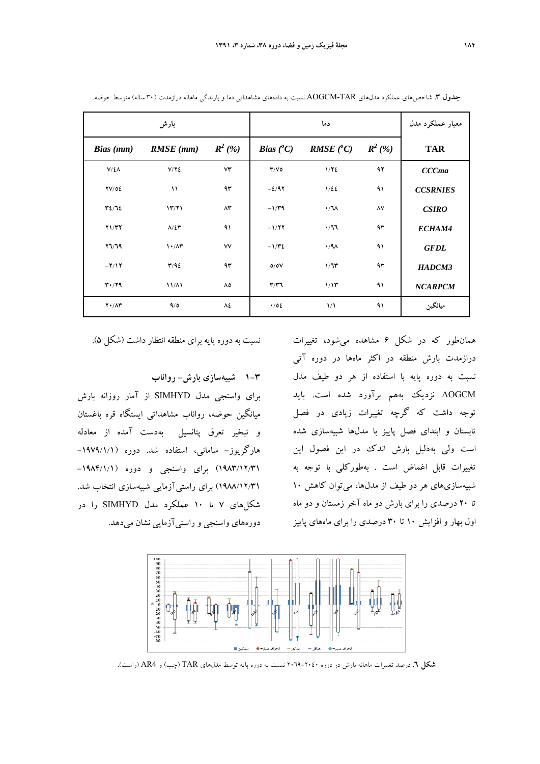**جدول ۳.** شاخص‌های عملکرد مدل‌های AOGCM-TAR نسبت به داده‌های مشاهداتی دما و بارندگی ماهانه درازمدت (۳۰ ساله) متوسط حوضه.

| معیار عملکرد مدل | دما | | | بارش | | |
|---|---|---|---|---|---|---|
| **TAR** | $R^2$ (%) | RMSE (°C) | Bias (°C) | $R^2$ (%) | RMSE (mm) | Bias (mm) |
| ***CCCma*** | ۹۲ | ۱/۲٤ | ۳/۷۵ | ۷۳ | ۷/۲٤ | ۷/٤۸ |
| ***CCSRNIES*** | ۹۱ | ۱/٤٤ | −٤/۹۲ | ۹۳ | ۱۱ | ۲۷/٥٤ |
| ***CSIRO*** | ۸۷ | ۰/٦۸ | −۱/۳۹ | ۸۳ | ۱۳/۲۱ | ۳٤/٦٤ |
| ***ECHAM4*** | ۹۳ | ۰/٦٦ | −۱/۲۲ | ۹۱ | ۸/٤۳ | ۲۱/۳۲ |
| ***GFDL*** | ۹۱ | ۰/۹۸ | −۱/۳٤ | ۷۷ | ۱۰/۸۳ | ۲٦/٦۹ |
| ***HADCM3*** | ۹۳ | ۱/٦۳ | ٥/٥۷ | ۹۳ | ۳/۹٤ | −۲/۱۲ |
| ***NCARPCM*** | ۹۱ | ۱/۱۳ | ۳/۳٦ | ۸٥ | ۱۱/۸۱ | ۳۰/۲۹ |
| **میانگین** | ۹۱ | ۱/۱ | ۰/٥٤ | ۸٤ | ۹/٥ | ۲۰/۸۳ |

همان‌طور که در شکل ۶ مشاهده می‌شود، تغییرات درازمدت بارش منطقه در اکثر ماه‌ها در دوره آتی نسبت به دوره پایه با استفاده از هر دو طیف مدل AOGCM نزدیک به‌هم برآورد شده است. باید توجه داشت که گرچه تغییرات زیادی در فصل تابستان و ابتدای فصل پاییز با مدل‌ها شبیه‌سازی شده است ولی به‌دلیل بارش اندک در این فصول این تغییرات قابل اغماض است . به‌طورکلی با توجه به شبیه‌سازی‌های هر دو طیف از مدل‌ها، می‌توان کاهش ۱۰ تا ۲۰ درصدی را برای بارش دو ماه آخر زمستان و دو ماه اول بهار و افزایش ۱۰ تا ۳۰ درصدی را برای ماه‌های پاییز نسبت به دوره پایه برای منطقه انتظار داشت (شکل ۵).

### ۳-۱ شبیه‌سازی بارش- رواناب

برای واسنجی مدل SIMHYD از آمار روزانه بارش میانگین حوضه، رواناب مشاهداتی ایستگاه قره باغستان و تبخیر تعرق پتانسیل به‌دست آمده از معادله هارگریوز- سامانی، استفاده شد. دوره (۱۹۷۹/۱/۱- ۱۹۸۳/۱۲/۳۱) برای واسنجی و دوره (۱۹۸۴/۱/۱- ۱۹۸۸/۱۲/۳۱) برای راستی‌آزمایی شبیه‌سازی انتخاب شد. شکل‌های ۷ تا ۱۰ عملکرد مدل SIMHYD را در دوره‌های واسنجی و راستی‌آزمایی نشان می‌دهد.

**شکل ٦.** درصد تغییرات ماهانه بارش در دوره ۲۰٤۰-۲۰٦۹ نسبت به دوره پایه توسط مدل‌های TAR (چپ) و AR4 (راست).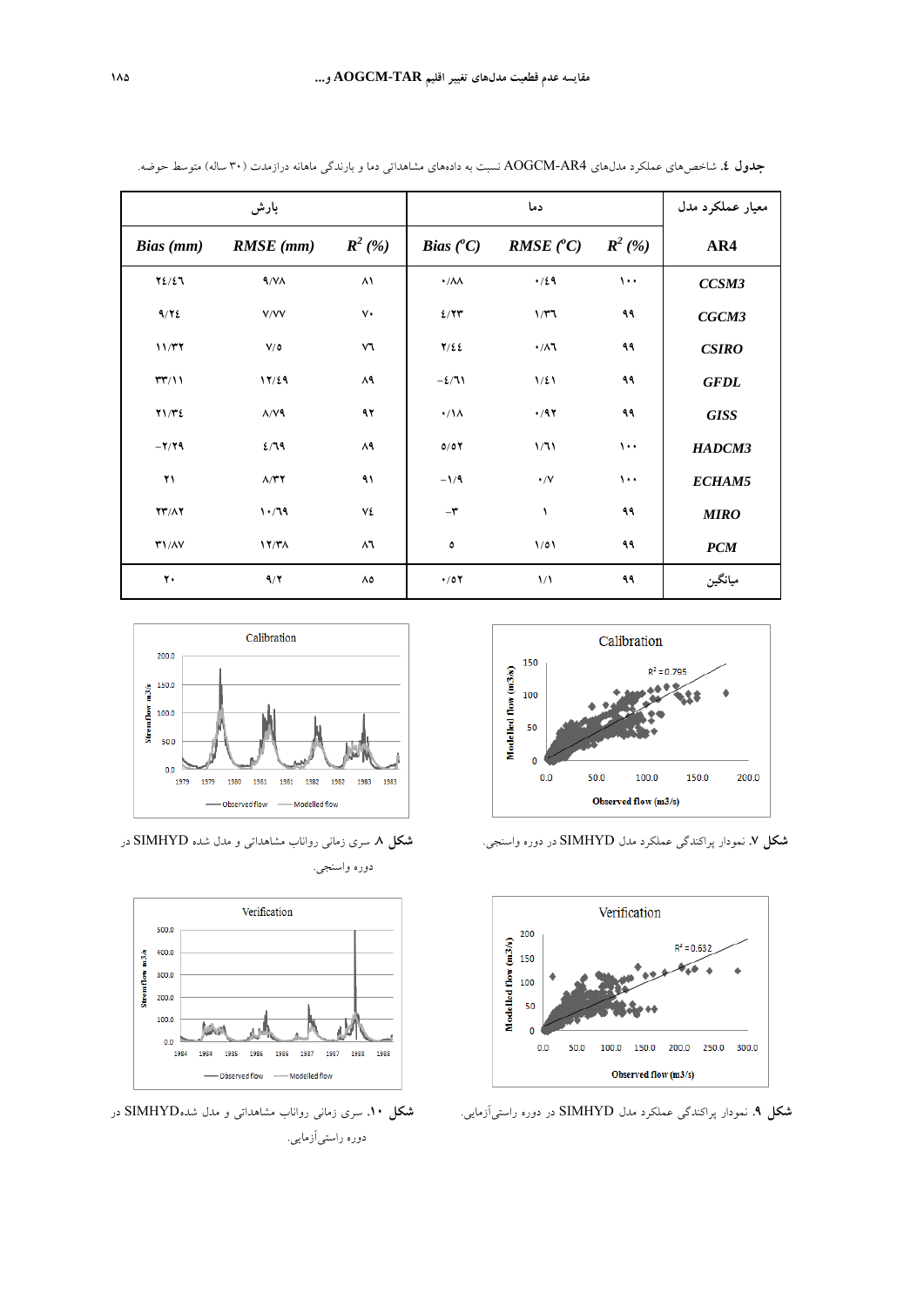**جدول ٤.** شاخص‌های عملکرد مدل‌های AOGCM-AR4 نسبت به داده‌های مشاهداتی دما و بارندگی ماهانه درازمدت (۳۰ ساله) متوسط حوضه.

| معیار عملکرد مدل | دما | | | بارش | | |
|---|---|---|---|---|---|---|
| **AR4** | $R^2$ (%) | RMSE ($^oC$) | Bias ($^oC$) | $R^2$ (%) | RMSE (mm) | Bias (mm) |
| ***CCSM3*** | ۱۰۰ | ۰/۴۹ | ۰/۸۸ | ۸۱ | ۹/۷۸ | ۲۴/۴۶ |
| ***CGCM3*** | ۹۹ | ۱/۳۶ | ۴/۲۳ | ۷۰ | ۷/۷۷ | ۹/۲۴ |
| ***CSIRO*** | ۹۹ | ۰/۸۶ | ۲/۴۴ | ۷۶ | ۷/۵ | ۱۱/۳۲ |
| ***GFDL*** | ۹۹ | ۱/۴۱ | −۴/۶۱ | ۸۹ | ۱۲/۴۹ | ۳۳/۱۱ |
| ***GISS*** | ۹۹ | ۰/۹۲ | ۰/۱۸ | ۹۲ | ۸/۷۹ | ۲۱/۳۴ |
| ***HADCM3*** | ۱۰۰ | ۱/۶۱ | ۵/۵۲ | ۸۹ | ۴/۶۹ | −۲/۲۹ |
| ***ECHAM5*** | ۱۰۰ | ۰/۷ | −۱/۹ | ۹۱ | ۸/۳۲ | ۲۱ |
| ***MIRO*** | ۹۹ | ۱ | −۳ | ۷۴ | ۱۰/۶۹ | ۲۳/۸۲ |
| ***PCM*** | ۹۹ | ۱/۵۱ | ۵ | ۸۶ | ۱۲/۳۸ | ۳۱/۸۷ |
| میانگین | ۹۹ | ۱/۱ | ۰/۵۲ | ۸۵ | ۹/۲ | ۲۰ |

**شکل ۷.** نمودار پراکندگی عملکرد مدل SIMHYD در دوره واسنجی.

**شکل ۸.** سری زمانی رواناب مشاهداتی و مدل شده SIMHYD در دوره واسنجی.

**شکل ۹.** نمودار پراکندگی عملکرد مدل SIMHYD در دوره راستی‌آزمایی.

**شکل ۱۰.** سری زمانی رواناب مشاهداتی و مدل شدهSIMHYD در دوره راستی‌آزمایی.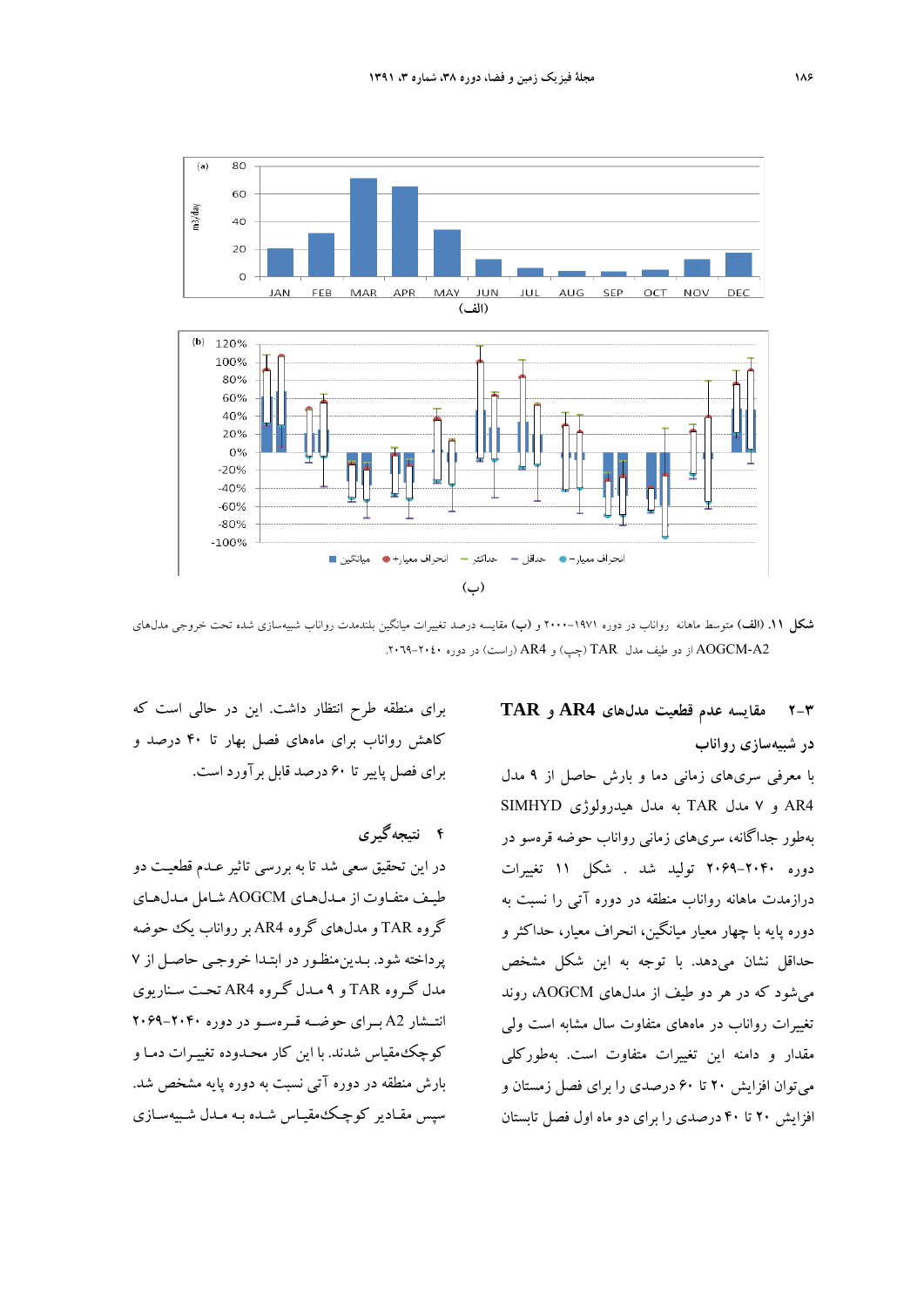**شکل ۱۱. (الف)** متوسط ماهانه رواناب در دوره ۱۹۷۱–۲۰۰۰ و **(ب)** مقایسه درصد تغییرات میانگین بلندمدت رواناب شبیه‌سازی شده تحت خروجی مدل‌های AOGCM-A2 از دو طیف مدل TAR (چپ) و AR4 (راست) در دوره ۲۰۴۰–۲۰۶۹.

## ۳-۲ مقایسه عدم قطعیت مدل‌های AR4 و TAR در شبیه‌سازی رواناب

با معرفی سری‌های زمانی دما و بارش حاصل از ۹ مدل AR4 و ۷ مدل TAR به مدل هیدرولوژی SIMHYD به‌طور جداگانه، سری‌های زمانی رواناب حوضه قره‌سو در دوره ۲۰۴۰–۲۰۶۹ تولید شد . شکل ۱۱ تغییرات درازمدت ماهانه رواناب منطقه در دوره آتی را نسبت به دوره پایه با چهار معیار میانگین، انحراف معیار، حداکثر و حداقل نشان می‌دهد. با توجه به این شکل مشخص می‌شود که در هر دو طیف از مدل‌های AOGCM، روند تغییرات رواناب در ماه‌های متفاوت سال مشابه است ولی مقدار و دامنه این تغییرات متفاوت است. به‌طورکلی می‌توان افزایش ۲۰ تا ۶۰ درصدی را برای فصل زمستان و افزایش ۲۰ تا ۴۰ درصدی را برای دو ماه اول فصل تابستان برای منطقه طرح انتظار داشت. این در حالی است که کاهش رواناب برای ماه‌های فصل بهار تا ۴۰ درصد و برای فصل پاییز تا ۶۰ درصد قابل برآورد است.

## ۴ نتیجه‌گیری

در این تحقیق سعی شد تا به بررسی تاثیر عدم قطعیت دو طیف متفاوت از مدل‌های AOGCM شامل مدل‌های گروه TAR و مدل‌های گروه AR4 بر رواناب یک حوضه پرداخته شود. بدین‌منظور در ابتدا خروجی حاصل از ۷ مدل گروه TAR و ۹ مدل گروه AR4 تحت سناریوی انتشار A2 برای حوضه قره‌سو در دوره ۲۰۴۰–۲۰۶۹ کوچک‌مقیاس شدند. با این کار محدوده تغییرات دما و بارش منطقه در دوره آتی نسبت به دوره پایه مشخص شد. سپس مقادیر کوچک‌مقیاس شده به مدل شبیه‌سازی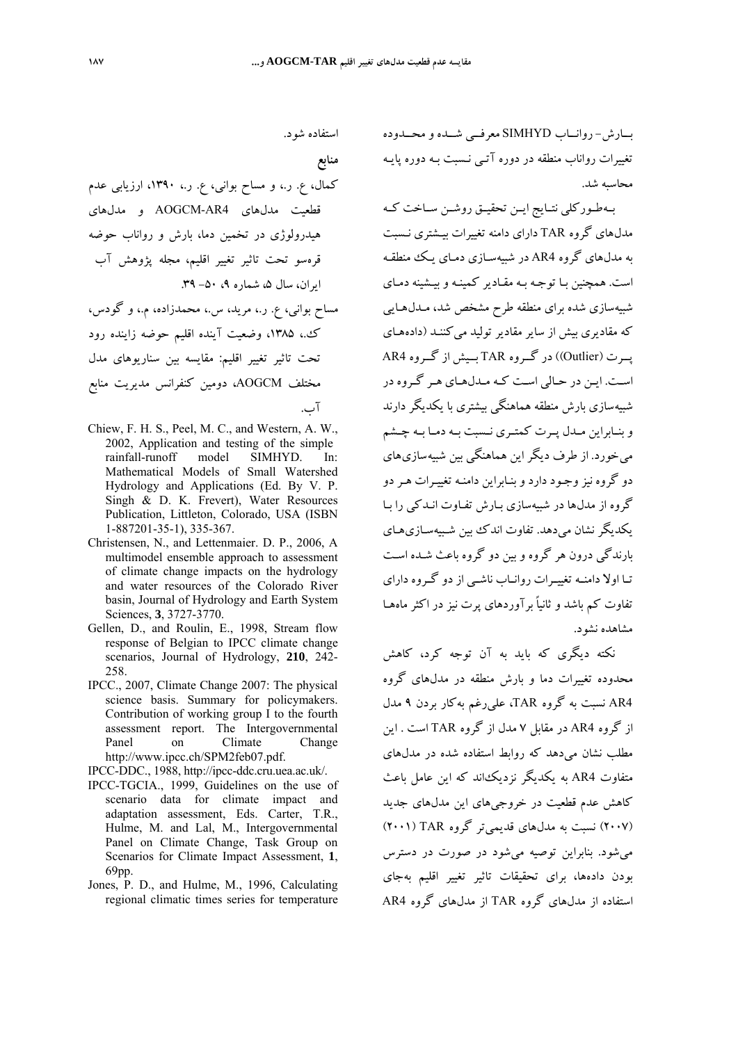بارش- رواناب SIMHYD معرفی شده و محدوده تغییرات رواناب منطقه در دوره آتی نسبت به دوره پایه محاسبه شد.

به‌طورکلی نتایج این تحقیق روشن ساخت که مدل‌های گروه TAR دارای دامنه تغییرات بیشتری نسبت به مدل‌های گروه AR4 در شبیه‌سازی دمای یک منطقه است. همچنین با توجه به مقادیر کمینه و بیشینه دمای شبیه‌سازی شده برای منطقه طرح مشخص شد، مدل‌هایی که مقادیری بیش از سایر مقادیر تولید می‌کنند (داده‌های پرت (Outlier)) در گروه TAR بیش از گروه AR4 است. این در حالی است که مدل‌های هر گروه در شبیه‌سازی بارش منطقه هماهنگی بیشتری با یکدیگر دارند و بنابراین مدل پرت کمتری نسبت به دما به چشم می‌خورد. از طرف دیگر این هماهنگی بین شبیه‌سازی‌های دو گروه نیز وجود دارد و بنابراین دامنه تغییرات هر دو گروه از مدل‌ها در شبیه‌سازی بارش تفاوت اندکی را با یکدیگر نشان می‌دهد. تفاوت اندک بین شبیه‌سازی‌های بارندگی درون هر گروه و بین دو گروه باعث شده است تا اولا دامنه تغییرات رواناب ناشی از دو گروه دارای تفاوت کم باشد و ثانیاً برآوردهای پرت نیز در اکثر ماه‌ها مشاهده نشود.

نکته دیگری که باید به آن توجه کرد، کاهش محدوده تغییرات دما و بارش منطقه در مدل‌های گروه AR4 نسبت به گروه TAR، علی‌رغم به‌کار بردن ۹ مدل از گروه AR4 در مقابل ۷ مدل از گروه TAR است . این مطلب نشان می‌دهد که روابط استفاده شده در مدل‌های متفاوت AR4 به یکدیگر نزدیک‌اند که این عامل باعث کاهش عدم قطعیت در خروجی‌های این مدل‌های جدید (۲۰۰۷) نسبت به مدل‌های قدیمی‌تر گروه TAR (۲۰۰۱) می‌شود. بنابراین توصیه می‌شود در صورت در دسترس بودن داده‌ها، برای تحقیقات تاثیر تغییر اقلیم به‌جای استفاده از مدل‌های گروه TAR از مدل‌های گروه AR4 استفاده شود.

## منابع

کمال، ع. ر.، و مساح بوانی، ع. ر.، ۱۳۹۰، ارزیابی عدم قطعیت مدل‌های AOGCM-AR4 و مدل‌های هیدرولوژی در تخمین دما، بارش و رواناب حوضه قره‌سو تحت تاثیر تغییر اقلیم، مجله پژوهش آب ایران، سال ۵، شماره ۹، ۵۰- ۳۹.

مساح بوانی، ع. ر.، مرید، س.، محمدزاده، م.، و گودس، ک.، ۱۳۸۵، وضعیت آینده اقلیم حوضه زاینده رود تحت تاثیر تغییر اقلیم: مقایسه بین سناریوهای مدل مختلف AOGCM، دومین کنفرانس مدیریت منابع آب.

Chiew, F. H. S., Peel, M. C., and Western, A. W., 2002, Application and testing of the simple rainfall-runoff model SIMHYD. In: Mathematical Models of Small Watershed Hydrology and Applications (Ed. By V. P. Singh & D. K. Frevert), Water Resources Publication, Littleton, Colorado, USA (ISBN 1-887201-35-1), 335-367.

Christensen, N., and Lettenmaier. D. P., 2006, A multimodel ensemble approach to assessment of climate change impacts on the hydrology and water resources of the Colorado River basin, Journal of Hydrology and Earth System Sciences, **3**, 3727-3770.

Gellen, D., and Roulin, E., 1998, Stream flow response of Belgian to IPCC climate change scenarios, Journal of Hydrology, **210**, 242-258.

IPCC., 2007, Climate Change 2007: The physical science basis. Summary for policymakers. Contribution of working group I to the fourth assessment report. The Intergovernmental Panel on Climate Change http://www.ipcc.ch/SPM2feb07.pdf.

IPCC-DDC., 1988, http://ipcc-ddc.cru.uea.ac.uk/.

IPCC-TGCIA., 1999, Guidelines on the use of scenario data for climate impact and adaptation assessment, Eds. Carter, T.R., Hulme, M. and Lal, M., Intergovernmental Panel on Climate Change, Task Group on Scenarios for Climate Impact Assessment, **1**, 69pp.

Jones, P. D., and Hulme, M., 1996, Calculating regional climatic times series for temperature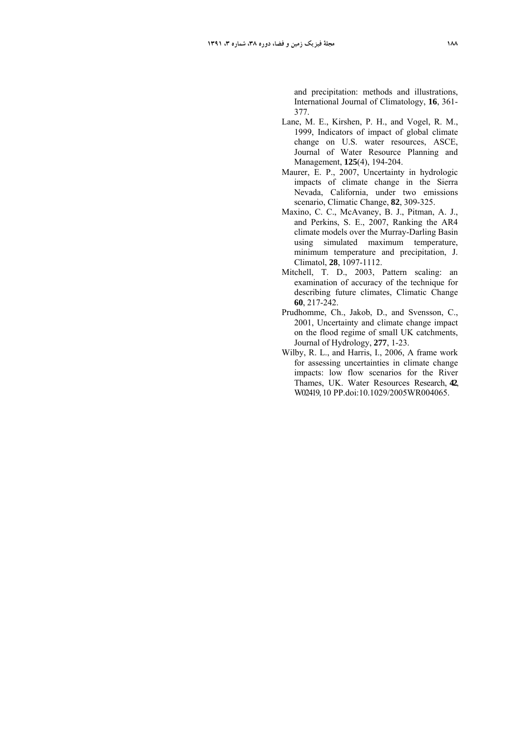and precipitation: methods and illustrations, International Journal of Climatology, **16**, 361-377.

Lane, M. E., Kirshen, P. H., and Vogel, R. M., 1999, Indicators of impact of global climate change on U.S. water resources, ASCE, Journal of Water Resource Planning and Management, **125**(4), 194-204.

Maurer, E. P., 2007, Uncertainty in hydrologic impacts of climate change in the Sierra Nevada, California, under two emissions scenario, Climatic Change, **82**, 309-325.

Maxino, C. C., McAvaney, B. J., Pitman, A. J., and Perkins, S. E., 2007, Ranking the AR4 climate models over the Murray-Darling Basin using simulated maximum temperature, minimum temperature and precipitation, J. Climatol, **28**, 1097-1112.

Mitchell, T. D., 2003, Pattern scaling: an examination of accuracy of the technique for describing future climates, Climatic Change **60**, 217-242.

Prudhomme, Ch., Jakob, D., and Svensson, C., 2001, Uncertainty and climate change impact on the flood regime of small UK catchments, Journal of Hydrology, **277**, 1-23.

Wilby, R. L., and Harris, I., 2006, A frame work for assessing uncertainties in climate change impacts: low flow scenarios for the River Thames, UK. Water Resources Research, **42**, W02419, 10 PP.doi:10.1029/2005WR004065.